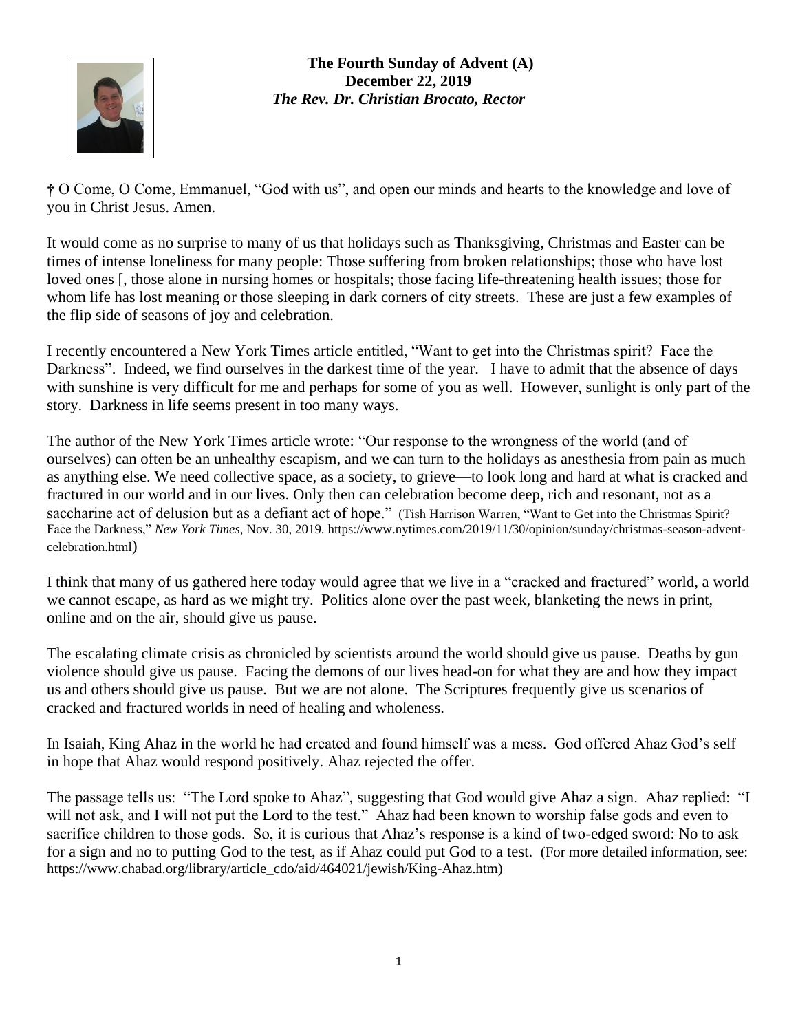**The Fourth Sunday of Advent (A)**
**December 22, 2019**
***The Rev. Dr. Christian Brocato, Rector***

† O Come, O Come, Emmanuel, "God with us", and open our minds and hearts to the knowledge and love of you in Christ Jesus. Amen.

It would come as no surprise to many of us that holidays such as Thanksgiving, Christmas and Easter can be times of intense loneliness for many people: Those suffering from broken relationships; those who have lost loved ones [, those alone in nursing homes or hospitals; those facing life-threatening health issues; those for whom life has lost meaning or those sleeping in dark corners of city streets. These are just a few examples of the flip side of seasons of joy and celebration.

I recently encountered a New York Times article entitled, "Want to get into the Christmas spirit? Face the Darkness". Indeed, we find ourselves in the darkest time of the year. I have to admit that the absence of days with sunshine is very difficult for me and perhaps for some of you as well. However, sunlight is only part of the story. Darkness in life seems present in too many ways.

The author of the New York Times article wrote: "Our response to the wrongness of the world (and of ourselves) can often be an unhealthy escapism, and we can turn to the holidays as anesthesia from pain as much as anything else. We need collective space, as a society, to grieve—to look long and hard at what is cracked and fractured in our world and in our lives. Only then can celebration become deep, rich and resonant, not as a saccharine act of delusion but as a defiant act of hope." (Tish Harrison Warren, "Want to Get into the Christmas Spirit? Face the Darkness," *New York Times*, Nov. 30, 2019. https://www.nytimes.com/2019/11/30/opinion/sunday/christmas-season-advent-celebration.html)

I think that many of us gathered here today would agree that we live in a "cracked and fractured" world, a world we cannot escape, as hard as we might try. Politics alone over the past week, blanketing the news in print, online and on the air, should give us pause.

The escalating climate crisis as chronicled by scientists around the world should give us pause. Deaths by gun violence should give us pause. Facing the demons of our lives head-on for what they are and how they impact us and others should give us pause. But we are not alone. The Scriptures frequently give us scenarios of cracked and fractured worlds in need of healing and wholeness.

In Isaiah, King Ahaz in the world he had created and found himself was a mess. God offered Ahaz God's self in hope that Ahaz would respond positively. Ahaz rejected the offer.

The passage tells us: "The Lord spoke to Ahaz", suggesting that God would give Ahaz a sign. Ahaz replied: "I will not ask, and I will not put the Lord to the test." Ahaz had been known to worship false gods and even to sacrifice children to those gods. So, it is curious that Ahaz's response is a kind of two-edged sword: No to ask for a sign and no to putting God to the test, as if Ahaz could put God to a test. (For more detailed information, see: https://www.chabad.org/library/article_cdo/aid/464021/jewish/King-Ahaz.htm)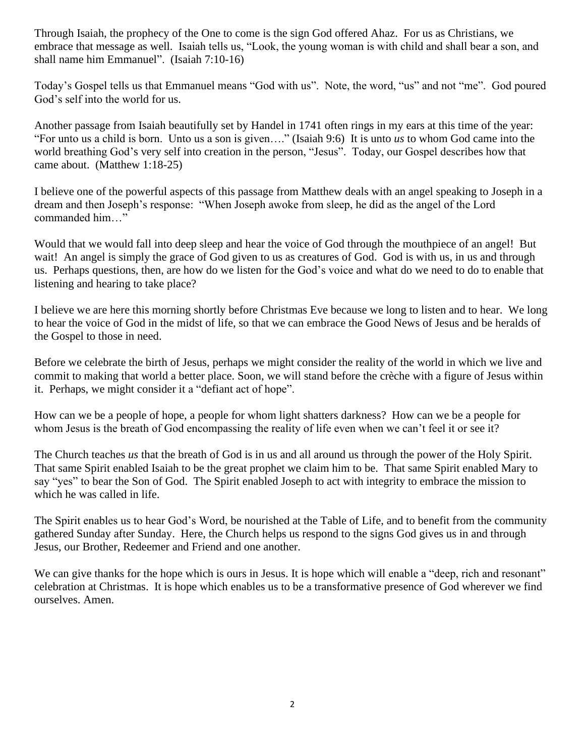Through Isaiah, the prophecy of the One to come is the sign God offered Ahaz. For us as Christians, we embrace that message as well. Isaiah tells us, "Look, the young woman is with child and shall bear a son, and shall name him Emmanuel". (Isaiah 7:10-16)

Today's Gospel tells us that Emmanuel means "God with us". Note, the word, "us" and not "me". God poured God's self into the world for us.

Another passage from Isaiah beautifully set by Handel in 1741 often rings in my ears at this time of the year: "For unto us a child is born. Unto us a son is given…." (Isaiah 9:6) It is unto *us* to whom God came into the world breathing God's very self into creation in the person, "Jesus". Today, our Gospel describes how that came about. (Matthew 1:18-25)

I believe one of the powerful aspects of this passage from Matthew deals with an angel speaking to Joseph in a dream and then Joseph's response: "When Joseph awoke from sleep, he did as the angel of the Lord commanded him…"

Would that we would fall into deep sleep and hear the voice of God through the mouthpiece of an angel! But wait! An angel is simply the grace of God given to us as creatures of God. God is with us, in us and through us. Perhaps questions, then, are how do we listen for the God's voice and what do we need to do to enable that listening and hearing to take place?

I believe we are here this morning shortly before Christmas Eve because we long to listen and to hear. We long to hear the voice of God in the midst of life, so that we can embrace the Good News of Jesus and be heralds of the Gospel to those in need.

Before we celebrate the birth of Jesus, perhaps we might consider the reality of the world in which we live and commit to making that world a better place. Soon, we will stand before the crèche with a figure of Jesus within it. Perhaps, we might consider it a "defiant act of hope".

How can we be a people of hope, a people for whom light shatters darkness? How can we be a people for whom Jesus is the breath of God encompassing the reality of life even when we can't feel it or see it?

The Church teaches *us* that the breath of God is in us and all around us through the power of the Holy Spirit. That same Spirit enabled Isaiah to be the great prophet we claim him to be. That same Spirit enabled Mary to say "yes" to bear the Son of God. The Spirit enabled Joseph to act with integrity to embrace the mission to which he was called in life.

The Spirit enables us to hear God's Word, be nourished at the Table of Life, and to benefit from the community gathered Sunday after Sunday. Here, the Church helps us respond to the signs God gives us in and through Jesus, our Brother, Redeemer and Friend and one another.

We can give thanks for the hope which is ours in Jesus. It is hope which will enable a "deep, rich and resonant" celebration at Christmas. It is hope which enables us to be a transformative presence of God wherever we find ourselves. Amen.